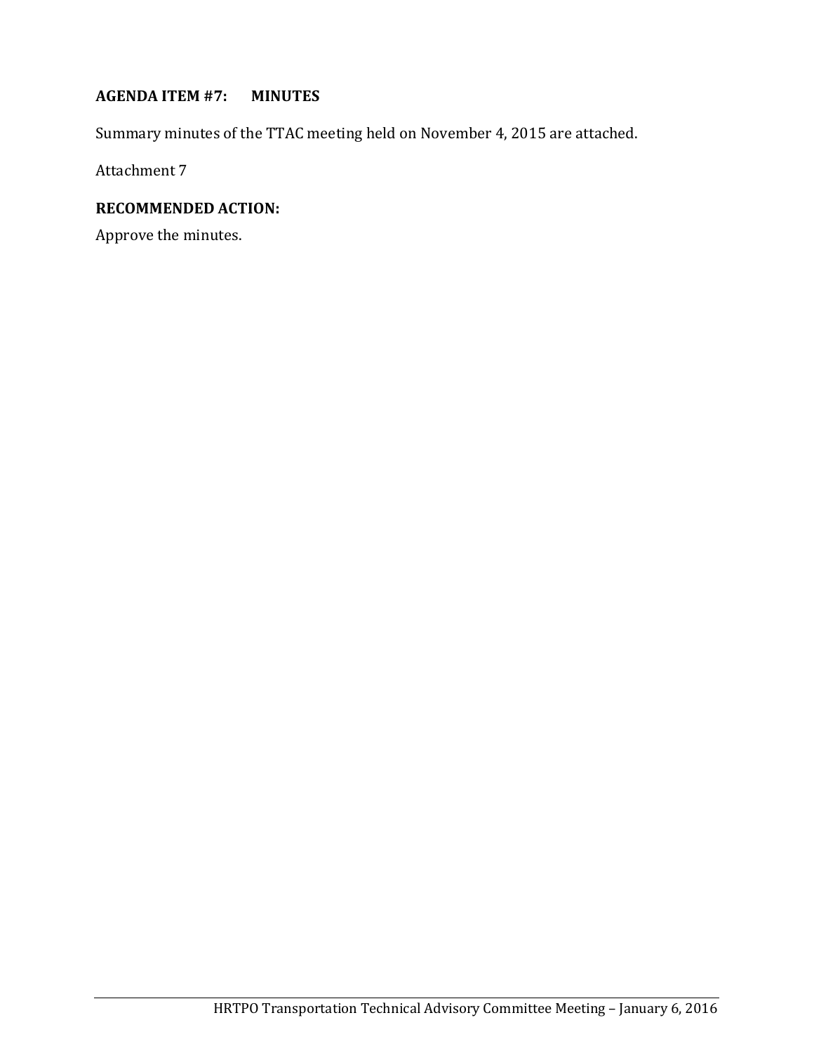## AGENDA ITEM #7: MINUTES

Summary minutes of the TTAC meeting held on November 4, 2015 are attached.

Attachment 7

**RECOMMENDED ACTION:**

Approve the minutes.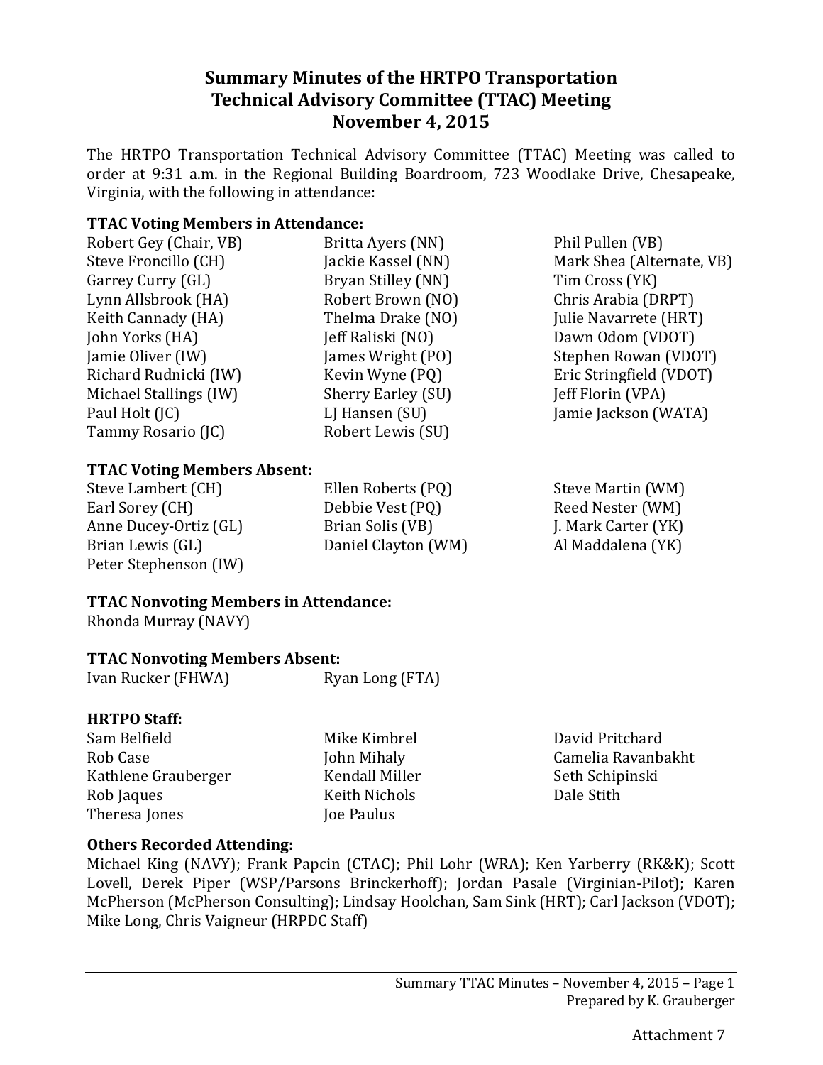# Summary Minutes of the HRTPO Transportation Technical Advisory Committee (TTAC) Meeting November 4, 2015

The HRTPO Transportation Technical Advisory Committee (TTAC) Meeting was called to order at 9:31 a.m. in the Regional Building Boardroom, 723 Woodlake Drive, Chesapeake, Virginia, with the following in attendance:

**TTAC Voting Members in Attendance:**

| | | |
|---|---|---|
| Robert Gey (Chair, VB) | Britta Ayers (NN) | Phil Pullen (VB) |
| Steve Froncillo (CH) | Jackie Kassel (NN) | Mark Shea (Alternate, VB) |
| Garrey Curry (GL) | Bryan Stilley (NN) | Tim Cross (YK) |
| Lynn Allsbrook (HA) | Robert Brown (NO) | Chris Arabia (DRPT) |
| Keith Cannady (HA) | Thelma Drake (NO) | Julie Navarrete (HRT) |
| John Yorks (HA) | Jeff Raliski (NO) | Dawn Odom (VDOT) |
| Jamie Oliver (IW) | James Wright (PO) | Stephen Rowan (VDOT) |
| Richard Rudnicki (IW) | Kevin Wyne (PQ) | Eric Stringfield (VDOT) |
| Michael Stallings (IW) | Sherry Earley (SU) | Jeff Florin (VPA) |
| Paul Holt (JC) | LJ Hansen (SU) | Jamie Jackson (WATA) |
| Tammy Rosario (JC) | Robert Lewis (SU) | |

**TTAC Voting Members Absent:**

| | | |
|---|---|---|
| Steve Lambert (CH) | Ellen Roberts (PQ) | Steve Martin (WM) |
| Earl Sorey (CH) | Debbie Vest (PQ) | Reed Nester (WM) |
| Anne Ducey-Ortiz (GL) | Brian Solis (VB) | J. Mark Carter (YK) |
| Brian Lewis (GL) | Daniel Clayton (WM) | Al Maddalena (YK) |
| Peter Stephenson (IW) | | |

**TTAC Nonvoting Members in Attendance:**

Rhonda Murray (NAVY)

**TTAC Nonvoting Members Absent:**

Ivan Rucker (FHWA) Ryan Long (FTA)

**HRTPO Staff:**

| | | |
|---|---|---|
| Sam Belfield | Mike Kimbrel | David Pritchard |
| Rob Case | John Mihaly | Camelia Ravanbakht |
| Kathlene Grauberger | Kendall Miller | Seth Schipinski |
| Rob Jaques | Keith Nichols | Dale Stith |
| Theresa Jones | Joe Paulus | |

**Others Recorded Attending:**

Michael King (NAVY); Frank Papcin (CTAC); Phil Lohr (WRA); Ken Yarberry (RK&K); Scott Lovell, Derek Piper (WSP/Parsons Brinckerhoff); Jordan Pasale (Virginian-Pilot); Karen McPherson (McPherson Consulting); Lindsay Hoolchan, Sam Sink (HRT); Carl Jackson (VDOT); Mike Long, Chris Vaigneur (HRPDC Staff)

Attachment 7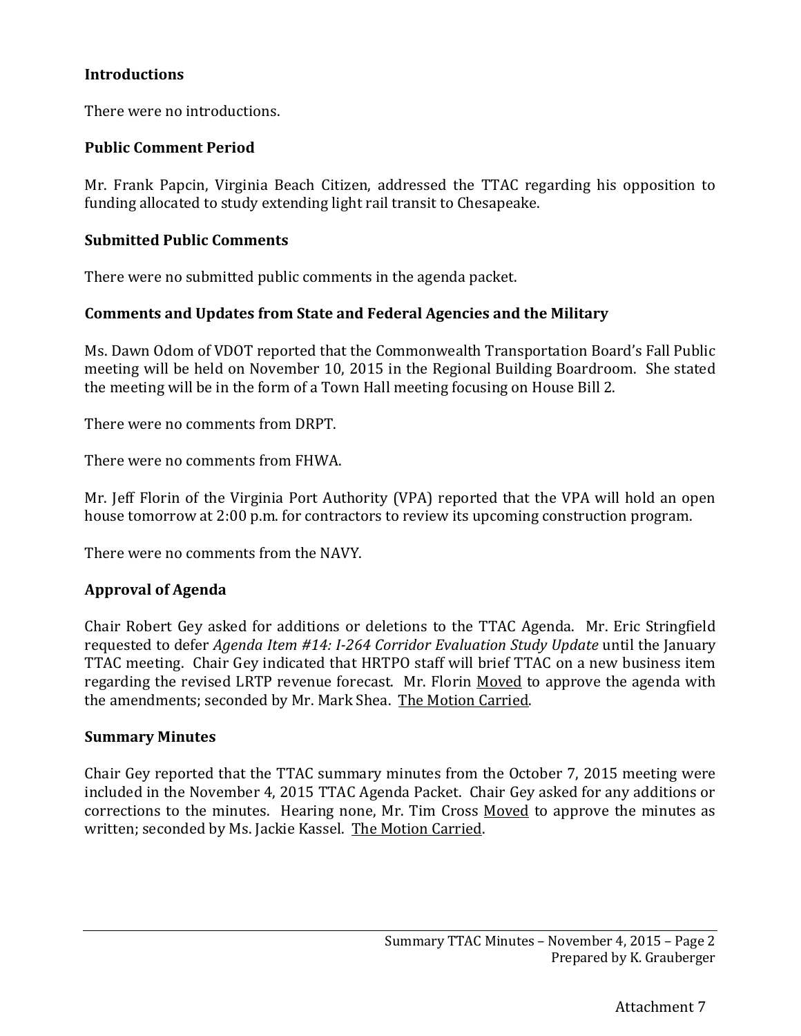## Introductions

There were no introductions.

## Public Comment Period

Mr. Frank Papcin, Virginia Beach Citizen, addressed the TTAC regarding his opposition to funding allocated to study extending light rail transit to Chesapeake.

## Submitted Public Comments

There were no submitted public comments in the agenda packet.

## Comments and Updates from State and Federal Agencies and the Military

Ms. Dawn Odom of VDOT reported that the Commonwealth Transportation Board's Fall Public meeting will be held on November 10, 2015 in the Regional Building Boardroom. She stated the meeting will be in the form of a Town Hall meeting focusing on House Bill 2.

There were no comments from DRPT.

There were no comments from FHWA.

Mr. Jeff Florin of the Virginia Port Authority (VPA) reported that the VPA will hold an open house tomorrow at 2:00 p.m. for contractors to review its upcoming construction program.

There were no comments from the NAVY.

## Approval of Agenda

Chair Robert Gey asked for additions or deletions to the TTAC Agenda. Mr. Eric Stringfield requested to defer *Agenda Item #14: I-264 Corridor Evaluation Study Update* until the January TTAC meeting. Chair Gey indicated that HRTPO staff will brief TTAC on a new business item regarding the revised LRTP revenue forecast. Mr. Florin Moved to approve the agenda with the amendments; seconded by Mr. Mark Shea. The Motion Carried.

## Summary Minutes

Chair Gey reported that the TTAC summary minutes from the October 7, 2015 meeting were included in the November 4, 2015 TTAC Agenda Packet. Chair Gey asked for any additions or corrections to the minutes. Hearing none, Mr. Tim Cross Moved to approve the minutes as written; seconded by Ms. Jackie Kassel. The Motion Carried.

Summary TTAC Minutes – November 4, 2015 – Page 2
Prepared by K. Grauberger

Attachment 7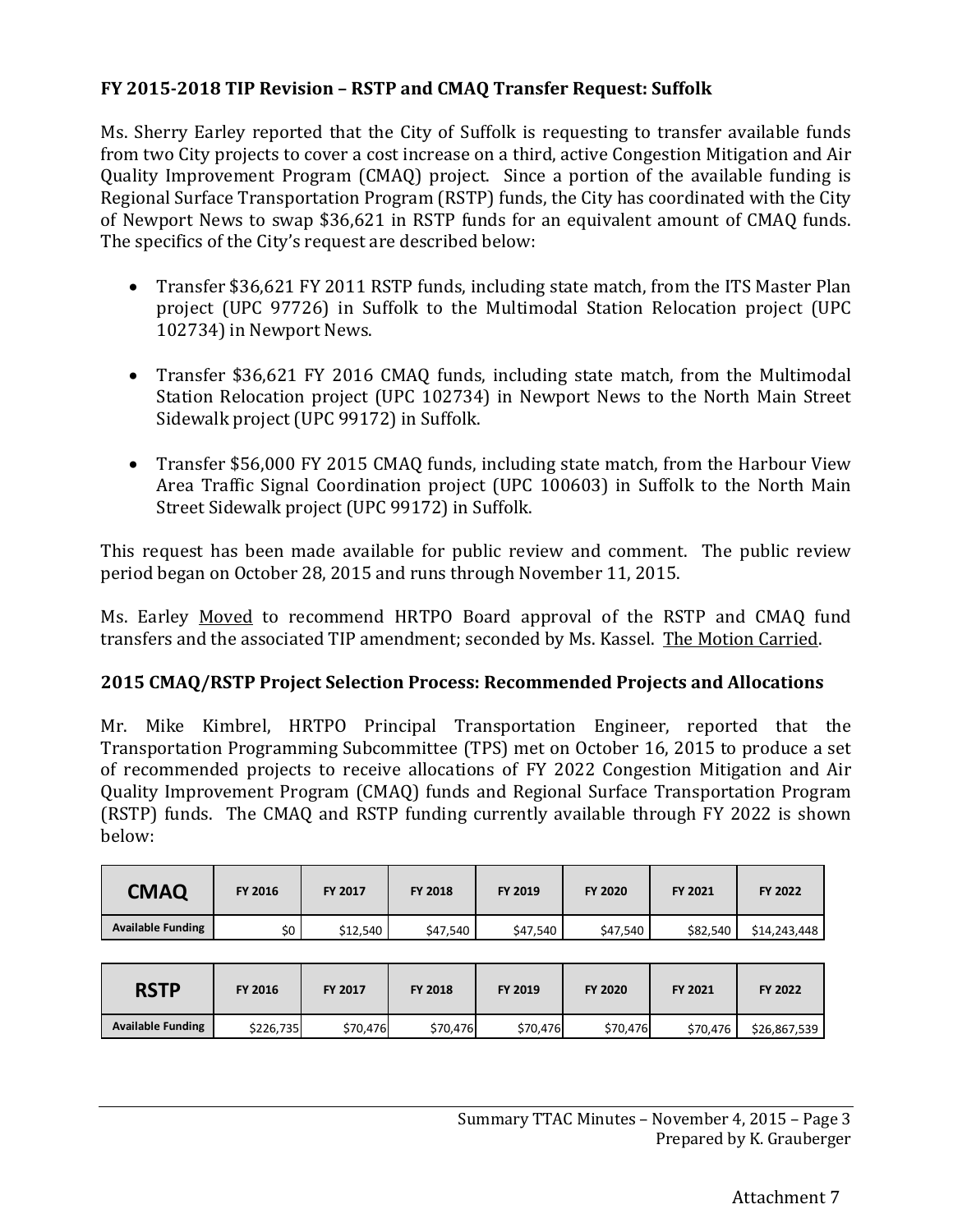### FY 2015-2018 TIP Revision – RSTP and CMAQ Transfer Request: Suffolk

Ms. Sherry Earley reported that the City of Suffolk is requesting to transfer available funds from two City projects to cover a cost increase on a third, active Congestion Mitigation and Air Quality Improvement Program (CMAQ) project. Since a portion of the available funding is Regional Surface Transportation Program (RSTP) funds, the City has coordinated with the City of Newport News to swap $36,621 in RSTP funds for an equivalent amount of CMAQ funds. The specifics of the City's request are described below:

- Transfer $36,621 FY 2011 RSTP funds, including state match, from the ITS Master Plan project (UPC 97726) in Suffolk to the Multimodal Station Relocation project (UPC 102734) in Newport News.
- Transfer $36,621 FY 2016 CMAQ funds, including state match, from the Multimodal Station Relocation project (UPC 102734) in Newport News to the North Main Street Sidewalk project (UPC 99172) in Suffolk.
- Transfer $56,000 FY 2015 CMAQ funds, including state match, from the Harbour View Area Traffic Signal Coordination project (UPC 100603) in Suffolk to the North Main Street Sidewalk project (UPC 99172) in Suffolk.

This request has been made available for public review and comment. The public review period began on October 28, 2015 and runs through November 11, 2015.

Ms. Earley Moved to recommend HRTPO Board approval of the RSTP and CMAQ fund transfers and the associated TIP amendment; seconded by Ms. Kassel. The Motion Carried.

### 2015 CMAQ/RSTP Project Selection Process: Recommended Projects and Allocations

Mr. Mike Kimbrel, HRTPO Principal Transportation Engineer, reported that the Transportation Programming Subcommittee (TPS) met on October 16, 2015 to produce a set of recommended projects to receive allocations of FY 2022 Congestion Mitigation and Air Quality Improvement Program (CMAQ) funds and Regional Surface Transportation Program (RSTP) funds. The CMAQ and RSTP funding currently available through FY 2022 is shown below:

| CMAQ | FY 2016 | FY 2017 | FY 2018 | FY 2019 | FY 2020 | FY 2021 | FY 2022 |
|---|---|---|---|---|---|---|---|
| Available Funding | $0 | $12,540 | $47,540 | $47,540 | $47,540 | $82,540 | $14,243,448 |

| RSTP | FY 2016 | FY 2017 | FY 2018 | FY 2019 | FY 2020 | FY 2021 | FY 2022 |
|---|---|---|---|---|---|---|---|
| Available Funding | $226,735 | $70,476 | $70,476 | $70,476 | $70,476 | $70,476 | $26,867,539 |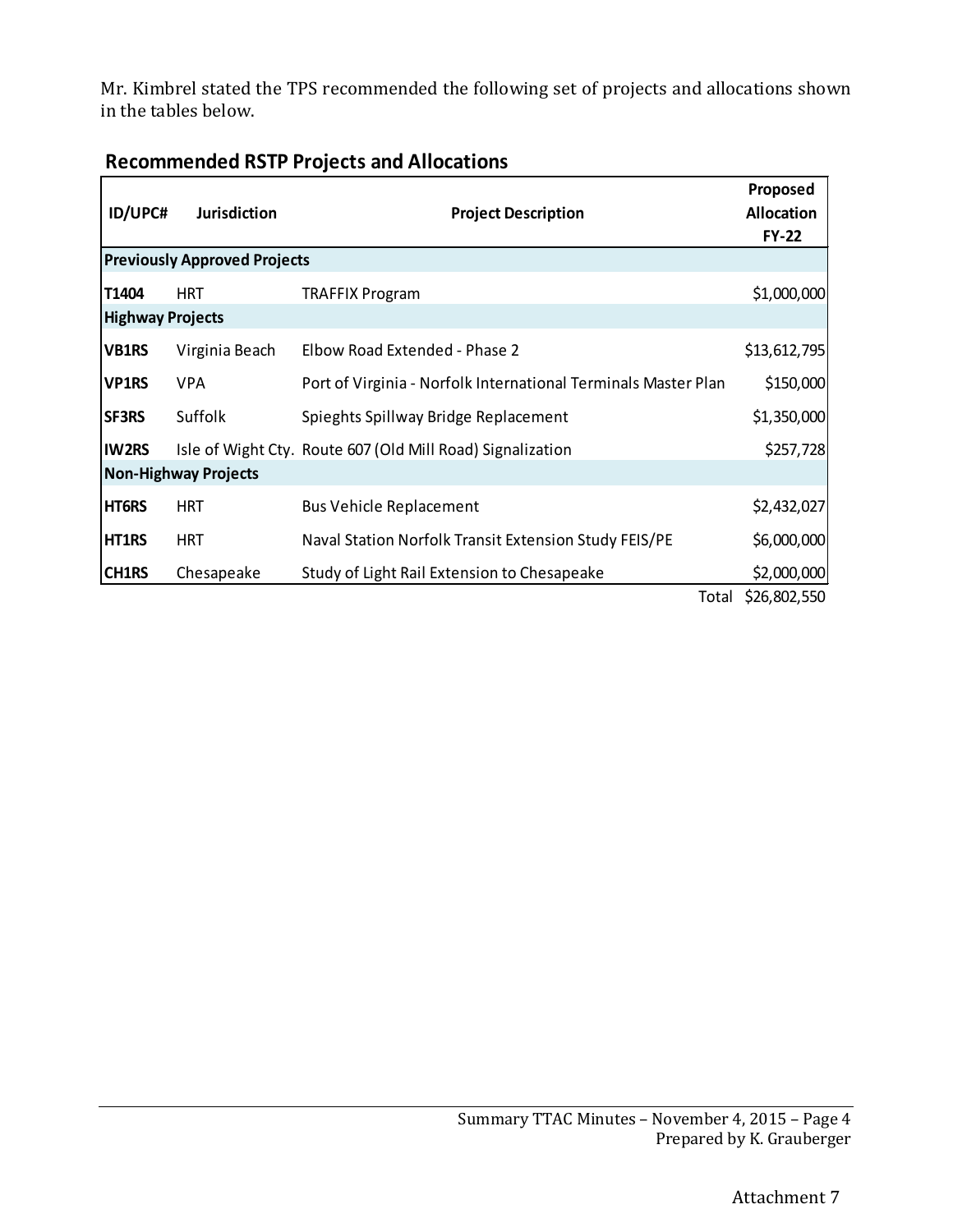Mr. Kimbrel stated the TPS recommended the following set of projects and allocations shown in the tables below.

## Recommended RSTP Projects and Allocations

| ID/UPC# | Jurisdiction | Project Description | Proposed Allocation FY-22 |
|---|---|---|---|
| **Previously Approved Projects** | | | |
| **T1404** | HRT | TRAFFIX Program | $1,000,000 |
| **Highway Projects** | | | |
| **VB1RS** | Virginia Beach | Elbow Road Extended - Phase 2 | $13,612,795 |
| **VP1RS** | VPA | Port of Virginia - Norfolk International Terminals Master Plan | $150,000 |
| **SF3RS** | Suffolk | Spieghts Spillway Bridge Replacement | $1,350,000 |
| **IW2RS** | Isle of Wight Cty. | Route 607 (Old Mill Road) Signalization | $257,728 |
| **Non-Highway Projects** | | | |
| **HT6RS** | HRT | Bus Vehicle Replacement | $2,432,027 |
| **HT1RS** | HRT | Naval Station Norfolk Transit Extension Study FEIS/PE | $6,000,000 |
| **CH1RS** | Chesapeake | Study of Light Rail Extension to Chesapeake | $2,000,000 |
| | | Total | $26,802,550 |

Summary TTAC Minutes – November 4, 2015 – Page 4
Prepared by K. Grauberger

Attachment 7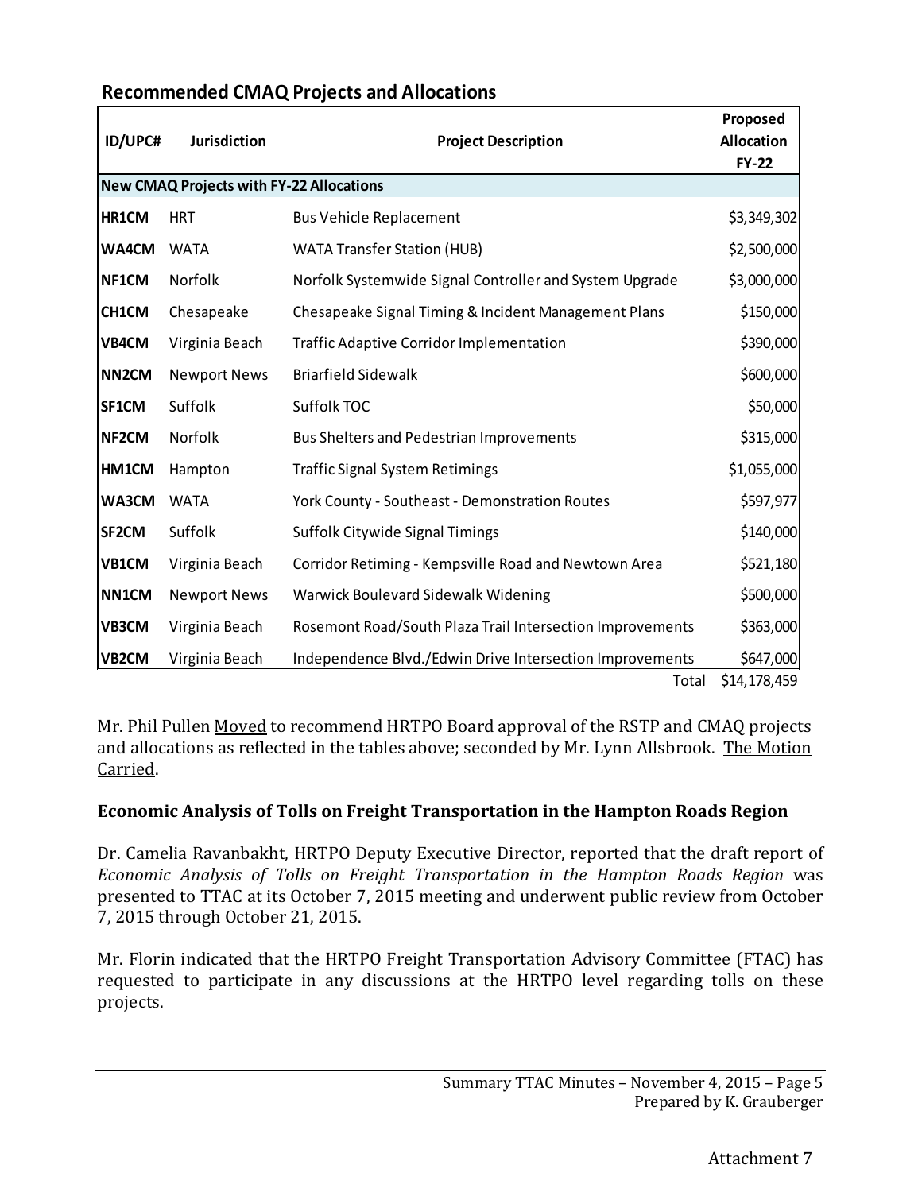## Recommended CMAQ Projects and Allocations

| ID/UPC# | Jurisdiction | Project Description | Proposed Allocation FY-22 |
|---|---|---|---|
| **New CMAQ Projects with FY-22 Allocations** | | | |
| **HR1CM** | HRT | Bus Vehicle Replacement | $3,349,302 |
| **WA4CM** | WATA | WATA Transfer Station (HUB) | $2,500,000 |
| **NF1CM** | Norfolk | Norfolk Systemwide Signal Controller and System Upgrade | $3,000,000 |
| **CH1CM** | Chesapeake | Chesapeake Signal Timing & Incident Management Plans | $150,000 |
| **VB4CM** | Virginia Beach | Traffic Adaptive Corridor Implementation | $390,000 |
| **NN2CM** | Newport News | Briarfield Sidewalk | $600,000 |
| **SF1CM** | Suffolk | Suffolk TOC | $50,000 |
| **NF2CM** | Norfolk | Bus Shelters and Pedestrian Improvements | $315,000 |
| **HM1CM** | Hampton | Traffic Signal System Retimings | $1,055,000 |
| **WA3CM** | WATA | York County - Southeast - Demonstration Routes | $597,977 |
| **SF2CM** | Suffolk | Suffolk Citywide Signal Timings | $140,000 |
| **VB1CM** | Virginia Beach | Corridor Retiming - Kempsville Road and Newtown Area | $521,180 |
| **NN1CM** | Newport News | Warwick Boulevard Sidewalk Widening | $500,000 |
| **VB3CM** | Virginia Beach | Rosemont Road/South Plaza Trail Intersection Improvements | $363,000 |
| **VB2CM** | Virginia Beach | Independence Blvd./Edwin Drive Intersection Improvements | $647,000 |
| | | Total | $14,178,459 |

Mr. Phil Pullen Moved to recommend HRTPO Board approval of the RSTP and CMAQ projects and allocations as reflected in the tables above; seconded by Mr. Lynn Allsbrook. The Motion Carried.

### Economic Analysis of Tolls on Freight Transportation in the Hampton Roads Region

Dr. Camelia Ravanbakht, HRTPO Deputy Executive Director, reported that the draft report of *Economic Analysis of Tolls on Freight Transportation in the Hampton Roads Region* was presented to TTAC at its October 7, 2015 meeting and underwent public review from October 7, 2015 through October 21, 2015.

Mr. Florin indicated that the HRTPO Freight Transportation Advisory Committee (FTAC) has requested to participate in any discussions at the HRTPO level regarding tolls on these projects.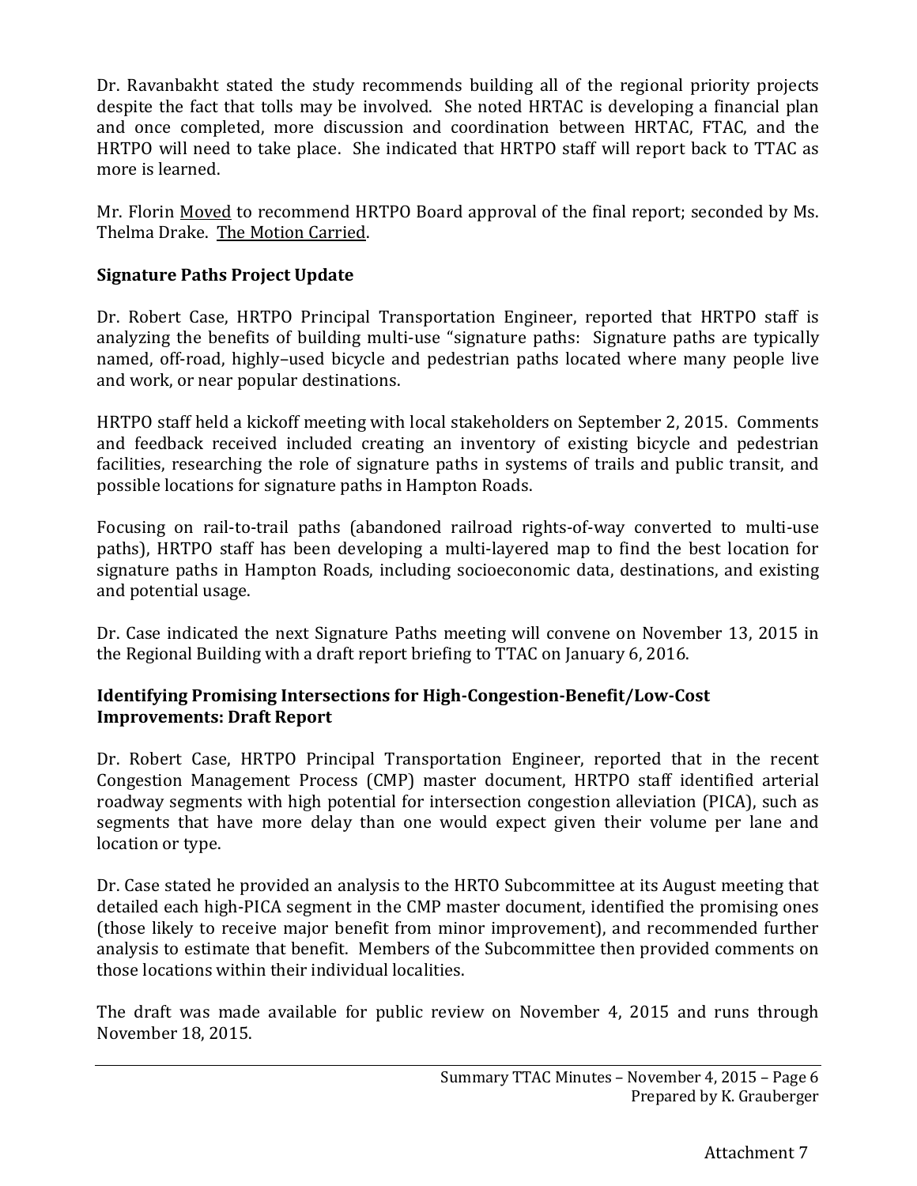Dr. Ravanbakht stated the study recommends building all of the regional priority projects despite the fact that tolls may be involved. She noted HRTAC is developing a financial plan and once completed, more discussion and coordination between HRTAC, FTAC, and the HRTPO will need to take place. She indicated that HRTPO staff will report back to TTAC as more is learned.

Mr. Florin Moved to recommend HRTPO Board approval of the final report; seconded by Ms. Thelma Drake. The Motion Carried.

### Signature Paths Project Update

Dr. Robert Case, HRTPO Principal Transportation Engineer, reported that HRTPO staff is analyzing the benefits of building multi-use "signature paths: Signature paths are typically named, off-road, highly–used bicycle and pedestrian paths located where many people live and work, or near popular destinations.

HRTPO staff held a kickoff meeting with local stakeholders on September 2, 2015. Comments and feedback received included creating an inventory of existing bicycle and pedestrian facilities, researching the role of signature paths in systems of trails and public transit, and possible locations for signature paths in Hampton Roads.

Focusing on rail-to-trail paths (abandoned railroad rights-of-way converted to multi-use paths), HRTPO staff has been developing a multi-layered map to find the best location for signature paths in Hampton Roads, including socioeconomic data, destinations, and existing and potential usage.

Dr. Case indicated the next Signature Paths meeting will convene on November 13, 2015 in the Regional Building with a draft report briefing to TTAC on January 6, 2016.

### Identifying Promising Intersections for High-Congestion-Benefit/Low-Cost Improvements: Draft Report

Dr. Robert Case, HRTPO Principal Transportation Engineer, reported that in the recent Congestion Management Process (CMP) master document, HRTPO staff identified arterial roadway segments with high potential for intersection congestion alleviation (PICA), such as segments that have more delay than one would expect given their volume per lane and location or type.

Dr. Case stated he provided an analysis to the HRTO Subcommittee at its August meeting that detailed each high-PICA segment in the CMP master document, identified the promising ones (those likely to receive major benefit from minor improvement), and recommended further analysis to estimate that benefit. Members of the Subcommittee then provided comments on those locations within their individual localities.

The draft was made available for public review on November 4, 2015 and runs through November 18, 2015.

Attachment 7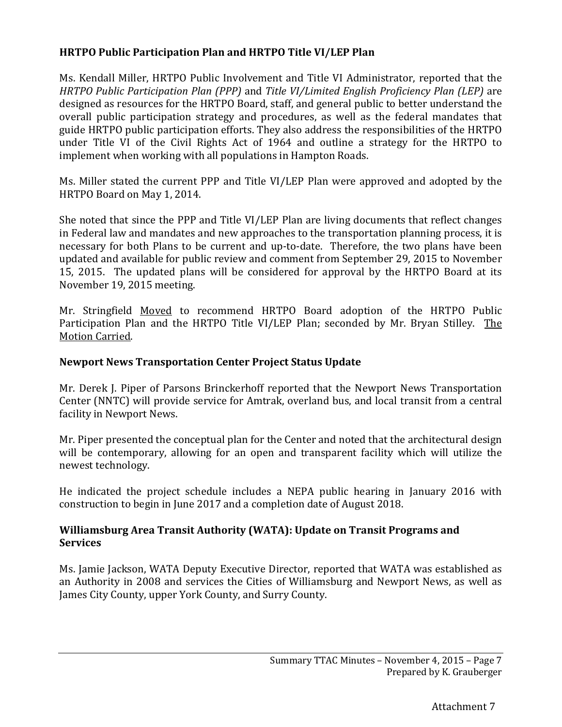**HRTPO Public Participation Plan and HRTPO Title VI/LEP Plan**

Ms. Kendall Miller, HRTPO Public Involvement and Title VI Administrator, reported that the *HRTPO Public Participation Plan (PPP)* and *Title VI/Limited English Proficiency Plan (LEP)* are designed as resources for the HRTPO Board, staff, and general public to better understand the overall public participation strategy and procedures, as well as the federal mandates that guide HRTPO public participation efforts. They also address the responsibilities of the HRTPO under Title VI of the Civil Rights Act of 1964 and outline a strategy for the HRTPO to implement when working with all populations in Hampton Roads.

Ms. Miller stated the current PPP and Title VI/LEP Plan were approved and adopted by the HRTPO Board on May 1, 2014.

She noted that since the PPP and Title VI/LEP Plan are living documents that reflect changes in Federal law and mandates and new approaches to the transportation planning process, it is necessary for both Plans to be current and up-to-date. Therefore, the two plans have been updated and available for public review and comment from September 29, 2015 to November 15, 2015. The updated plans will be considered for approval by the HRTPO Board at its November 19, 2015 meeting.

Mr. Stringfield Moved to recommend HRTPO Board adoption of the HRTPO Public Participation Plan and the HRTPO Title VI/LEP Plan; seconded by Mr. Bryan Stilley. The Motion Carried.

**Newport News Transportation Center Project Status Update**

Mr. Derek J. Piper of Parsons Brinckerhoff reported that the Newport News Transportation Center (NNTC) will provide service for Amtrak, overland bus, and local transit from a central facility in Newport News.

Mr. Piper presented the conceptual plan for the Center and noted that the architectural design will be contemporary, allowing for an open and transparent facility which will utilize the newest technology.

He indicated the project schedule includes a NEPA public hearing in January 2016 with construction to begin in June 2017 and a completion date of August 2018.

**Williamsburg Area Transit Authority (WATA): Update on Transit Programs and Services**

Ms. Jamie Jackson, WATA Deputy Executive Director, reported that WATA was established as an Authority in 2008 and services the Cities of Williamsburg and Newport News, as well as James City County, upper York County, and Surry County.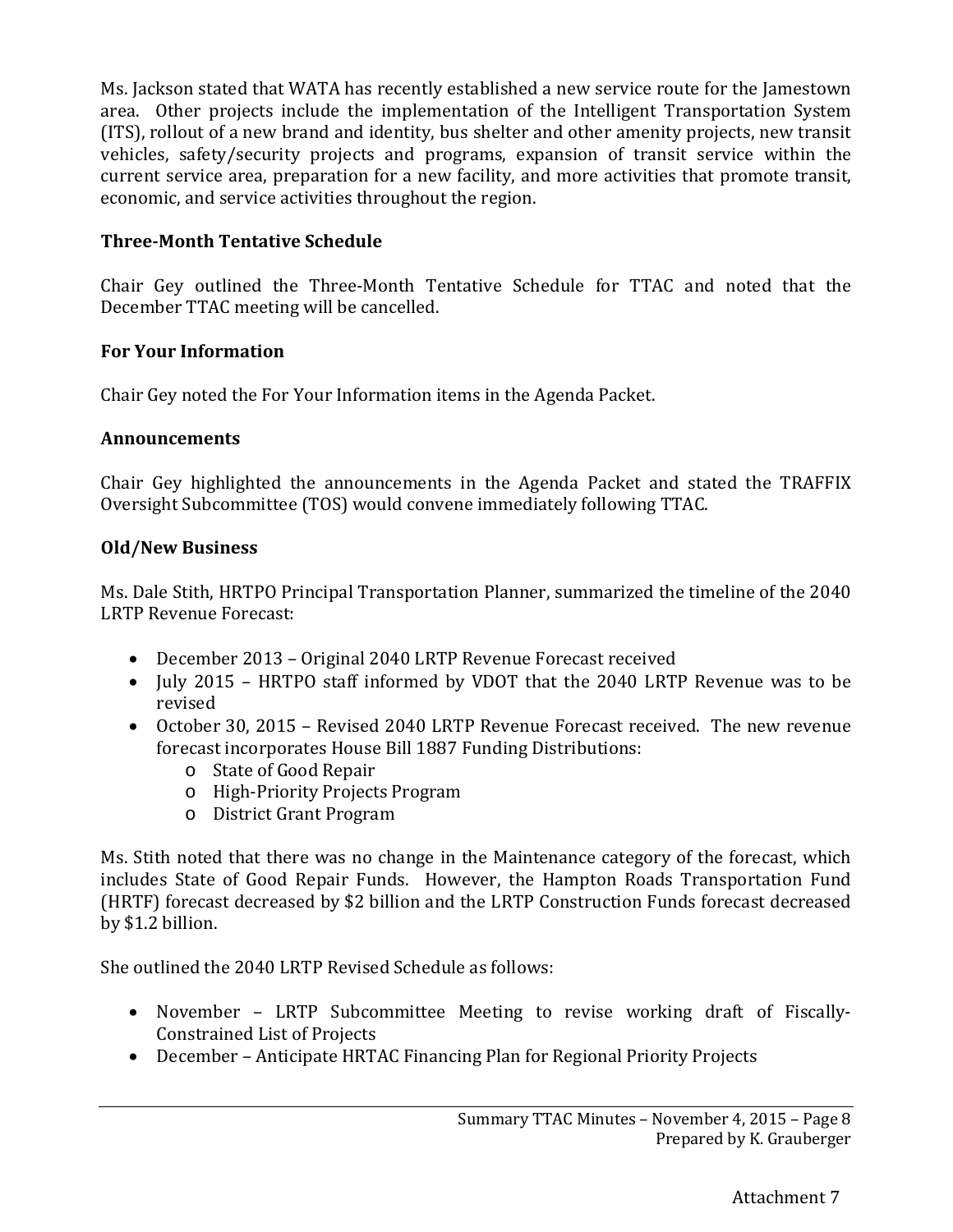Ms. Jackson stated that WATA has recently established a new service route for the Jamestown area. Other projects include the implementation of the Intelligent Transportation System (ITS), rollout of a new brand and identity, bus shelter and other amenity projects, new transit vehicles, safety/security projects and programs, expansion of transit service within the current service area, preparation for a new facility, and more activities that promote transit, economic, and service activities throughout the region.

**Three-Month Tentative Schedule**

Chair Gey outlined the Three-Month Tentative Schedule for TTAC and noted that the December TTAC meeting will be cancelled.

**For Your Information**

Chair Gey noted the For Your Information items in the Agenda Packet.

**Announcements**

Chair Gey highlighted the announcements in the Agenda Packet and stated the TRAFFIX Oversight Subcommittee (TOS) would convene immediately following TTAC.

**Old/New Business**

Ms. Dale Stith, HRTPO Principal Transportation Planner, summarized the timeline of the 2040 LRTP Revenue Forecast:

- December 2013 – Original 2040 LRTP Revenue Forecast received
- July 2015 – HRTPO staff informed by VDOT that the 2040 LRTP Revenue was to be revised
- October 30, 2015 – Revised 2040 LRTP Revenue Forecast received. The new revenue forecast incorporates House Bill 1887 Funding Distributions:
    - State of Good Repair
    - High-Priority Projects Program
    - District Grant Program

Ms. Stith noted that there was no change in the Maintenance category of the forecast, which includes State of Good Repair Funds. However, the Hampton Roads Transportation Fund (HRTF) forecast decreased by $2 billion and the LRTP Construction Funds forecast decreased by $1.2 billion.

She outlined the 2040 LRTP Revised Schedule as follows:

- November – LRTP Subcommittee Meeting to revise working draft of Fiscally-Constrained List of Projects
- December – Anticipate HRTAC Financing Plan for Regional Priority Projects

Summary TTAC Minutes – November 4, 2015 – Page 8
Prepared by K. Grauberger

Attachment 7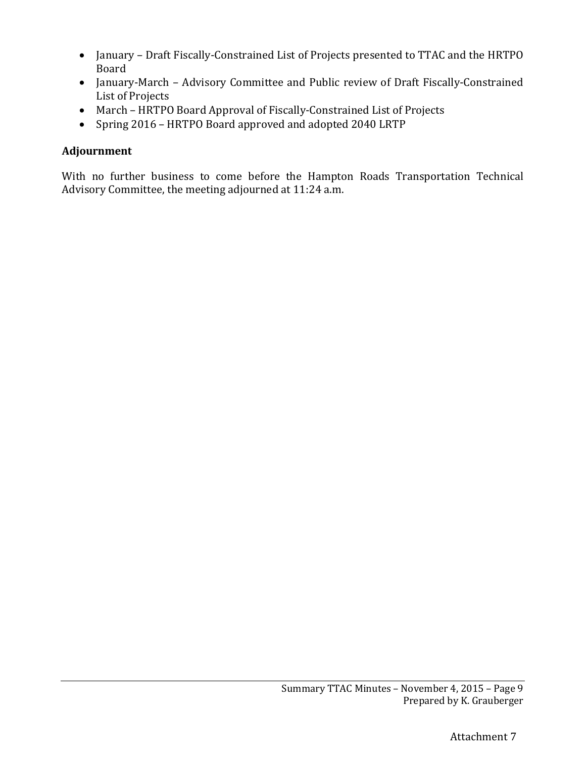- January – Draft Fiscally-Constrained List of Projects presented to TTAC and the HRTPO Board
- January-March – Advisory Committee and Public review of Draft Fiscally-Constrained List of Projects
- March – HRTPO Board Approval of Fiscally-Constrained List of Projects
- Spring 2016 – HRTPO Board approved and adopted 2040 LRTP

**Adjournment**

With no further business to come before the Hampton Roads Transportation Technical Advisory Committee, the meeting adjourned at 11:24 a.m.